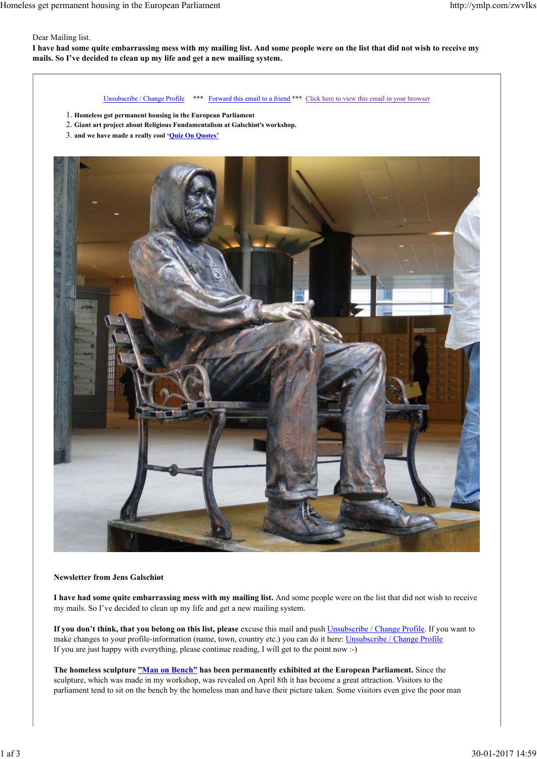Dear Mailing list.

**I have had some quite embarrassing mess with my mailing list. And some people were on the list that did not wish to receive my mails. So I've decided to clean up my life and get a new mailing system.**

Unsubscribe / Change Profile *** Forward this email to a friend *** Click here to view this email in your browser

1. **Homeless got permanent housing in the European Parliament**
2. **Giant art project about Religious Fundamentalism at Galschiøt's workshop.**
3. **and we have made a really cool 'Quiz On Quotes'**

**Newsletter from Jens Galschiøt**

**I have had some quite embarrassing mess with my mailing list.** And some people were on the list that did not wish to receive my mails. So I've decided to clean up my life and get a new mailing system.

**If you don't think, that you belong on this list, please** excuse this mail and push Unsubscribe / Change Profile. If you want to make changes to your profile-information (name, town, country etc.) you can do it here: Unsubscribe / Change Profile

If you are just happy with everything, please continue reading, I will get to the point now :-)

**The homeless sculpture "Man on Bench" has been permanently exhibited at the European Parliament.** Since the sculpture, which was made in my workshop, was revealed on April 8th it has become a great attraction. Visitors to the parliament tend to sit on the bench by the homeless man and have their picture taken. Some visitors even give the poor man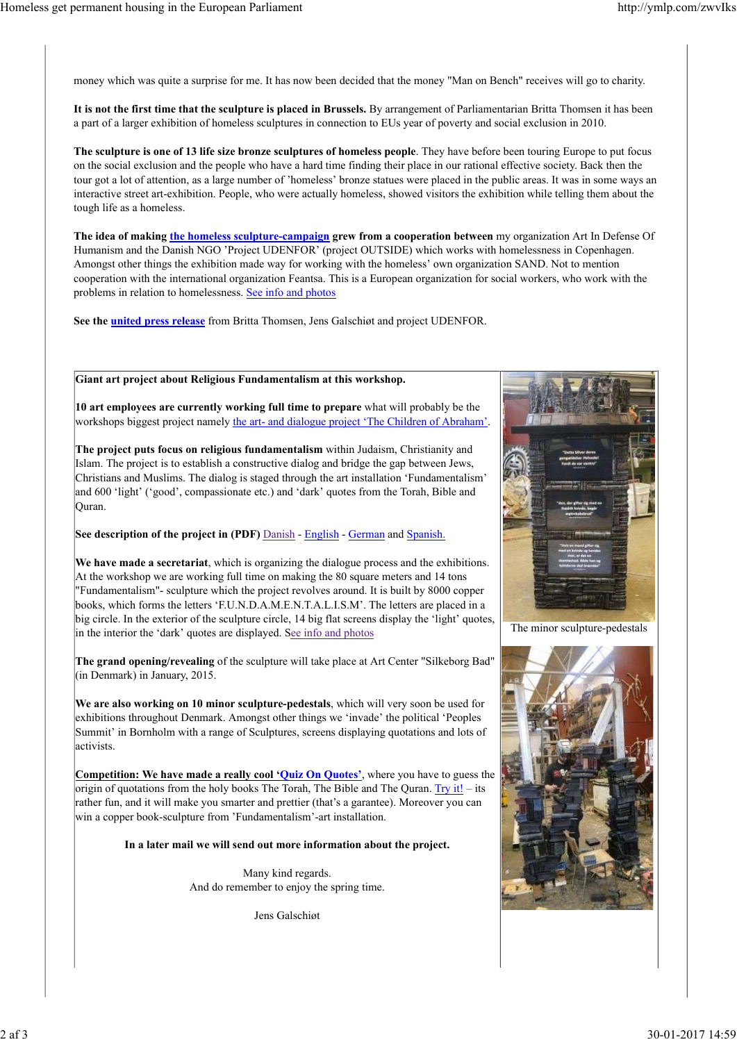money which was quite a surprise for me. It has now been decided that the money "Man on Bench" receives will go to charity.

**It is not the first time that the sculpture is placed in Brussels.** By arrangement of Parliamentarian Britta Thomsen it has been a part of a larger exhibition of homeless sculptures in connection to EUs year of poverty and social exclusion in 2010.

**The sculpture is one of 13 life size bronze sculptures of homeless people**. They have before been touring Europe to put focus on the social exclusion and the people who have a hard time finding their place in our rational effective society. Back then the tour got a lot of attention, as a large number of 'homeless' bronze statues were placed in the public areas. It was in some ways an interactive street art-exhibition. People, who were actually homeless, showed visitors the exhibition while telling them about the tough life as a homeless.

**The idea of making the homeless sculpture-campaign grew from a cooperation between** my organization Art In Defense Of Humanism and the Danish NGO 'Project UDENFOR' (project OUTSIDE) which works with homelessness in Copenhagen. Amongst other things the exhibition made way for working with the homeless' own organization SAND. Not to mention cooperation with the international organization Feantsa. This is a European organization for social workers, who work with the problems in relation to homelessness. See info and photos

**See the united press release** from Britta Thomsen, Jens Galschiøt and project UDENFOR.

**Giant art project about Religious Fundamentalism at this workshop.**

**10 art employees are currently working full time to prepare** what will probably be the workshops biggest project namely the art- and dialogue project 'The Children of Abraham'.

**The project puts focus on religious fundamentalism** within Judaism, Christianity and Islam. The project is to establish a constructive dialog and bridge the gap between Jews, Christians and Muslims. The dialog is staged through the art installation 'Fundamentalism' and 600 'light' ('good', compassionate etc.) and 'dark' quotes from the Torah, Bible and Quran.

**See description of the project in (PDF)** Danish - English - German and Spanish.

**We have made a secretariat**, which is organizing the dialogue process and the exhibitions. At the workshop we are working full time on making the 80 square meters and 14 tons "Fundamentalism"- sculpture which the project revolves around. It is built by 8000 copper books, which forms the letters 'F.U.N.D.A.M.E.N.T.A.L.I.S.M'. The letters are placed in a big circle. In the exterior of the sculpture circle, 14 big flat screens display the 'light' quotes, in the interior the 'dark' quotes are displayed. See info and photos

**The grand opening/revealing** of the sculpture will take place at Art Center "Silkeborg Bad" (in Denmark) in January, 2015.

**We are also working on 10 minor sculpture-pedestals**, which will very soon be used for exhibitions throughout Denmark. Amongst other things we 'invade' the political 'Peoples Summit' in Bornholm with a range of Sculptures, screens displaying quotations and lots of activists.

The minor sculpture-pedestals

**Competition: We have made a really cool 'Quiz On Quotes'**, where you have to guess the origin of quotations from the holy books The Torah, The Bible and The Quran. Try it! – its rather fun, and it will make you smarter and prettier (that's a garantee). Moreover you can win a copper book-sculpture from 'Fundamentalism'-art installation.

**In a later mail we will send out more information about the project.**

Many kind regards.
And do remember to enjoy the spring time.

Jens Galschiøt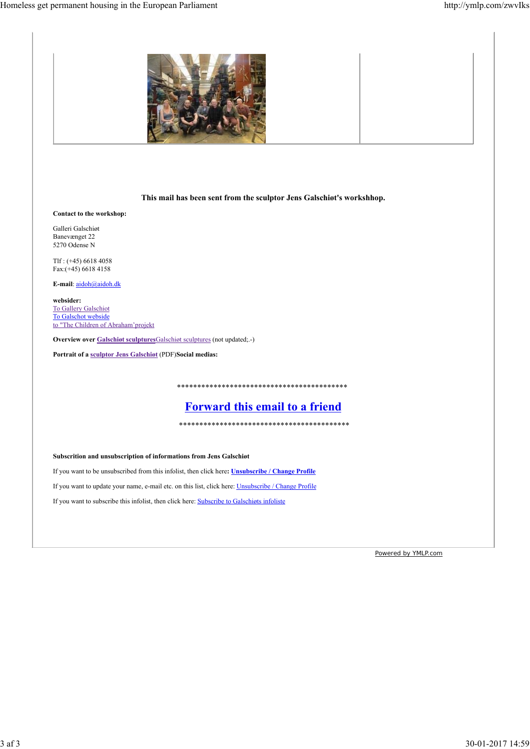**This mail has been sent from the sculptor Jens Galschiøt's workshhop.**

**Contact to the workshop:**

Galleri Galschiøt
Banevænget 22
5270 Odense N

Tlf : (+45) 6618 4058
Fax:(+45) 6618 4158

**E-mail**: aidoh@aidoh.dk

**websider:**
To Gallery Galschiot
To Galschot webside
to "The Children of Abraham'projekt

**Overview over Galschiøt sculptures**Galschiøt sculptures (not updated;.-)

**Portrait of a sculptor Jens Galschiøt** (PDF)**Social medias:**

******************************************

## Forward this email to a friend

******************************************

**Subscrition and unsubscription of informations from Jens Galschiøt**

If you want to be unsubscribed from this infolist, then click here**: Unsubscribe / Change Profile**

If you want to update your name, e-mail etc. on this list, click here: Unsubscribe / Change Profile

If you want to subscribe this infolist, then click here: Subscribe to Galschiøts infoliste

Powered by YMLP.com